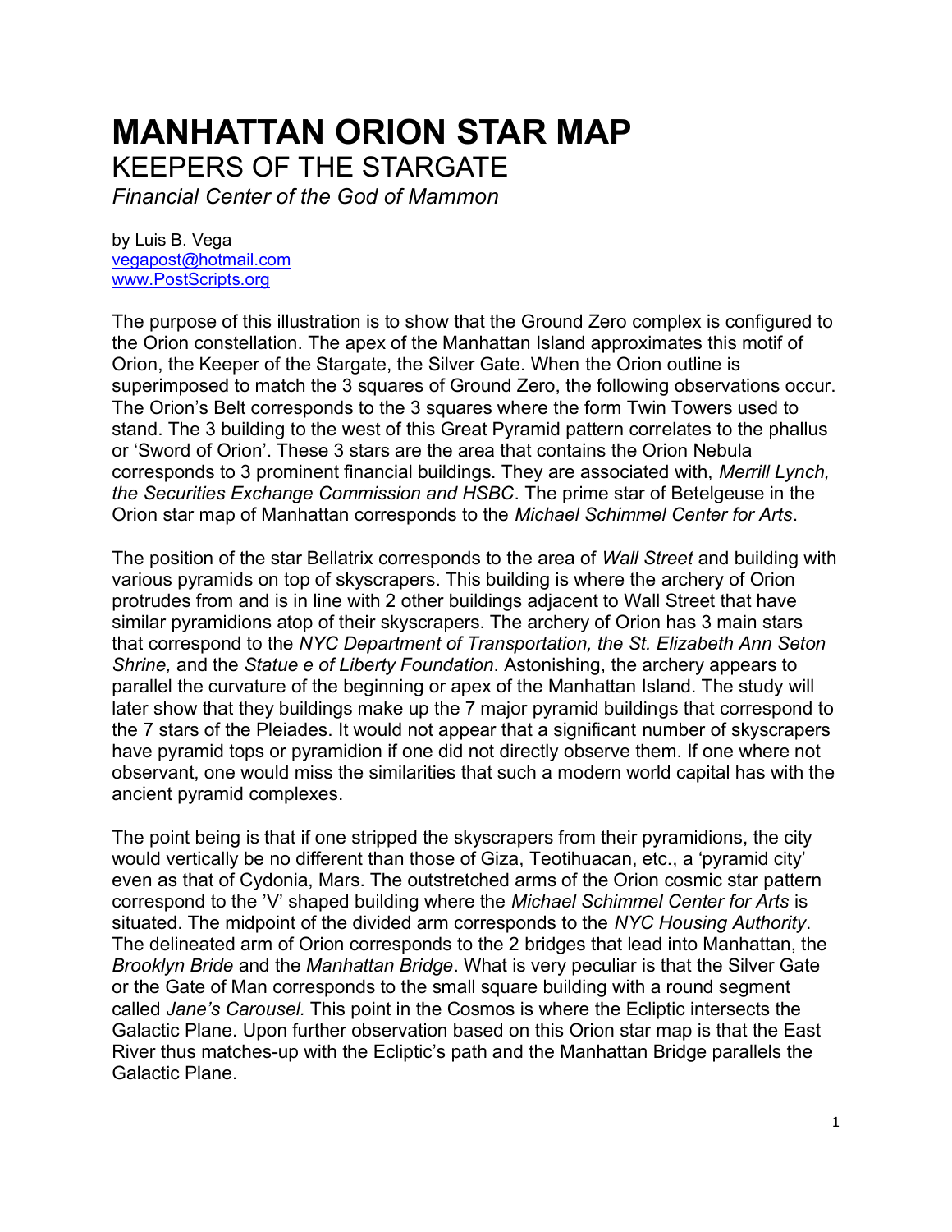# MANHATTAN ORION STAR MAP

## KEEPERS OF THE STARGATE

*Financial Center of the God of Mammon*

by Luis B. Vega
vegapost@hotmail.com
www.PostScripts.org

The purpose of this illustration is to show that the Ground Zero complex is configured to the Orion constellation. The apex of the Manhattan Island approximates this motif of Orion, the Keeper of the Stargate, the Silver Gate. When the Orion outline is superimposed to match the 3 squares of Ground Zero, the following observations occur. The Orion's Belt corresponds to the 3 squares where the form Twin Towers used to stand. The 3 building to the west of this Great Pyramid pattern correlates to the phallus or 'Sword of Orion'. These 3 stars are the area that contains the Orion Nebula corresponds to 3 prominent financial buildings. They are associated with, *Merrill Lynch, the Securities Exchange Commission and HSBC*. The prime star of Betelgeuse in the Orion star map of Manhattan corresponds to the *Michael Schimmel Center for Arts*.

The position of the star Bellatrix corresponds to the area of *Wall Street* and building with various pyramids on top of skyscrapers. This building is where the archery of Orion protrudes from and is in line with 2 other buildings adjacent to Wall Street that have similar pyramidions atop of their skyscrapers. The archery of Orion has 3 main stars that correspond to the *NYC Department of Transportation, the St. Elizabeth Ann Seton Shrine,* and the *Statue e of Liberty Foundation*. Astonishing, the archery appears to parallel the curvature of the beginning or apex of the Manhattan Island. The study will later show that they buildings make up the 7 major pyramid buildings that correspond to the 7 stars of the Pleiades. It would not appear that a significant number of skyscrapers have pyramid tops or pyramidion if one did not directly observe them. If one where not observant, one would miss the similarities that such a modern world capital has with the ancient pyramid complexes.

The point being is that if one stripped the skyscrapers from their pyramidions, the city would vertically be no different than those of Giza, Teotihuacan, etc., a 'pyramid city' even as that of Cydonia, Mars. The outstretched arms of the Orion cosmic star pattern correspond to the 'V' shaped building where the *Michael Schimmel Center for Arts* is situated. The midpoint of the divided arm corresponds to the *NYC Housing Authority*. The delineated arm of Orion corresponds to the 2 bridges that lead into Manhattan, the *Brooklyn Bride* and the *Manhattan Bridge*. What is very peculiar is that the Silver Gate or the Gate of Man corresponds to the small square building with a round segment called *Jane's Carousel.* This point in the Cosmos is where the Ecliptic intersects the Galactic Plane. Upon further observation based on this Orion star map is that the East River thus matches-up with the Ecliptic's path and the Manhattan Bridge parallels the Galactic Plane.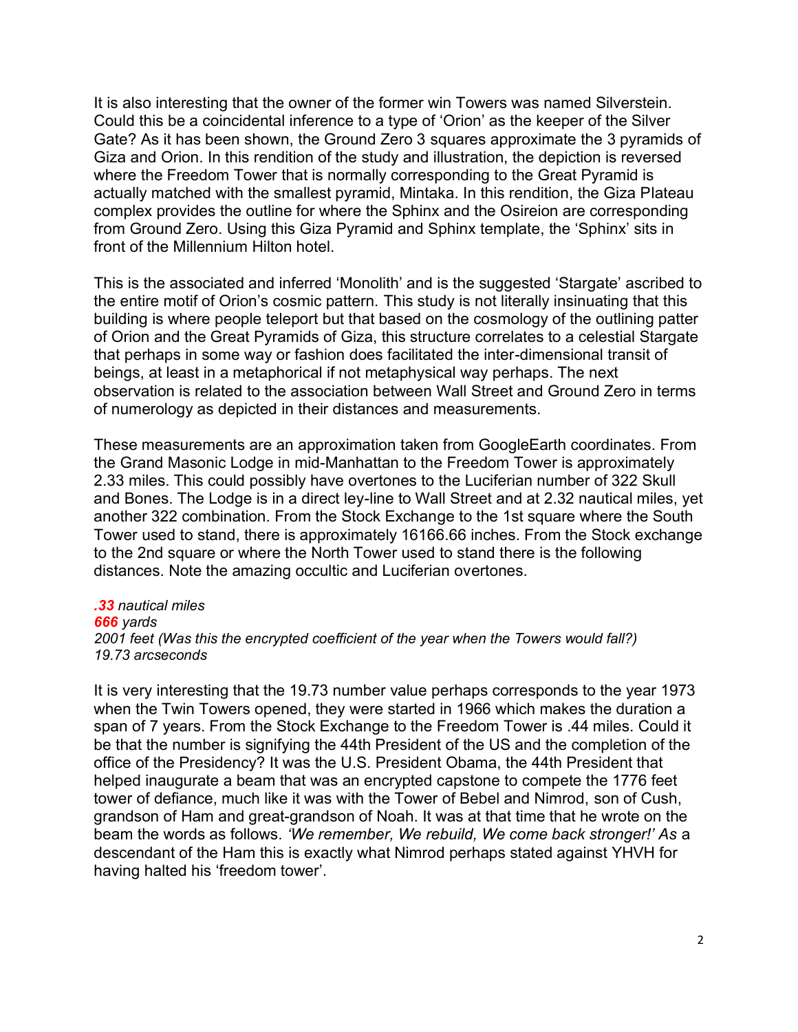It is also interesting that the owner of the former win Towers was named Silverstein. Could this be a coincidental inference to a type of 'Orion' as the keeper of the Silver Gate? As it has been shown, the Ground Zero 3 squares approximate the 3 pyramids of Giza and Orion. In this rendition of the study and illustration, the depiction is reversed where the Freedom Tower that is normally corresponding to the Great Pyramid is actually matched with the smallest pyramid, Mintaka. In this rendition, the Giza Plateau complex provides the outline for where the Sphinx and the Osireion are corresponding from Ground Zero. Using this Giza Pyramid and Sphinx template, the 'Sphinx' sits in front of the Millennium Hilton hotel.

This is the associated and inferred 'Monolith' and is the suggested 'Stargate' ascribed to the entire motif of Orion's cosmic pattern. This study is not literally insinuating that this building is where people teleport but that based on the cosmology of the outlining patter of Orion and the Great Pyramids of Giza, this structure correlates to a celestial Stargate that perhaps in some way or fashion does facilitated the inter-dimensional transit of beings, at least in a metaphorical if not metaphysical way perhaps. The next observation is related to the association between Wall Street and Ground Zero in terms of numerology as depicted in their distances and measurements.

These measurements are an approximation taken from GoogleEarth coordinates. From the Grand Masonic Lodge in mid-Manhattan to the Freedom Tower is approximately 2.33 miles. This could possibly have overtones to the Luciferian number of 322 Skull and Bones. The Lodge is in a direct ley-line to Wall Street and at 2.32 nautical miles, yet another 322 combination. From the Stock Exchange to the 1st square where the South Tower used to stand, there is approximately 16166.66 inches. From the Stock exchange to the 2nd square or where the North Tower used to stand there is the following distances. Note the amazing occultic and Luciferian overtones.

***.33*** *nautical miles*
***666*** *yards*
*2001 feet (Was this the encrypted coefficient of the year when the Towers would fall?)*
*19.73 arcseconds*

It is very interesting that the 19.73 number value perhaps corresponds to the year 1973 when the Twin Towers opened, they were started in 1966 which makes the duration a span of 7 years. From the Stock Exchange to the Freedom Tower is .44 miles. Could it be that the number is signifying the 44th President of the US and the completion of the office of the Presidency? It was the U.S. President Obama, the 44th President that helped inaugurate a beam that was an encrypted capstone to compete the 1776 feet tower of defiance, much like it was with the Tower of Bebel and Nimrod, son of Cush, grandson of Ham and great-grandson of Noah. It was at that time that he wrote on the beam the words as follows. *'We remember, We rebuild, We come back stronger!' As* a descendant of the Ham this is exactly what Nimrod perhaps stated against YHVH for having halted his 'freedom tower'.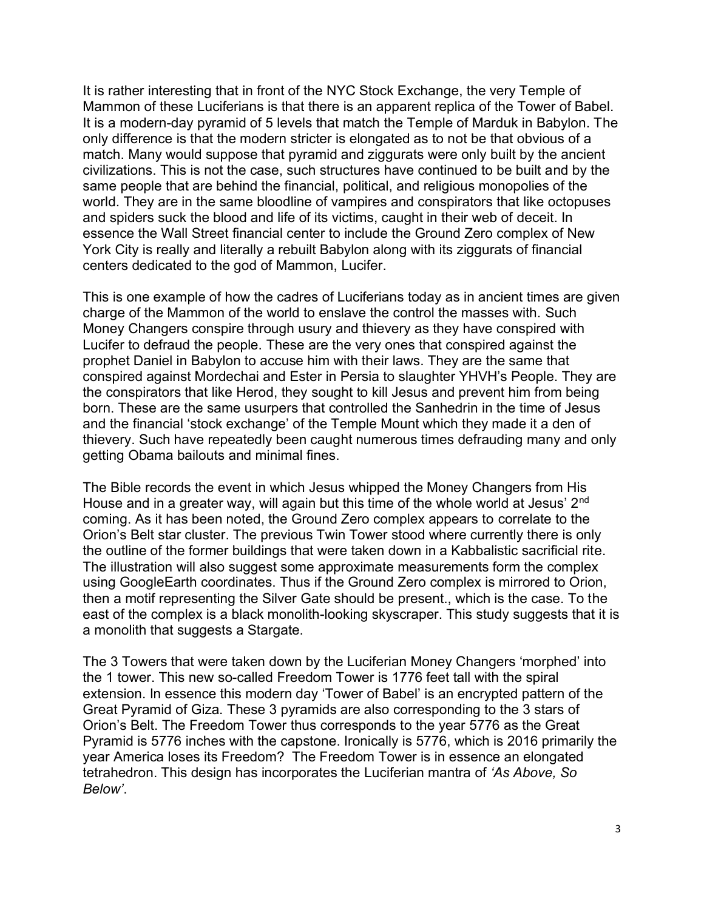It is rather interesting that in front of the NYC Stock Exchange, the very Temple of Mammon of these Luciferians is that there is an apparent replica of the Tower of Babel. It is a modern-day pyramid of 5 levels that match the Temple of Marduk in Babylon. The only difference is that the modern stricter is elongated as to not be that obvious of a match. Many would suppose that pyramid and ziggurats were only built by the ancient civilizations. This is not the case, such structures have continued to be built and by the same people that are behind the financial, political, and religious monopolies of the world. They are in the same bloodline of vampires and conspirators that like octopuses and spiders suck the blood and life of its victims, caught in their web of deceit. In essence the Wall Street financial center to include the Ground Zero complex of New York City is really and literally a rebuilt Babylon along with its ziggurats of financial centers dedicated to the god of Mammon, Lucifer.

This is one example of how the cadres of Luciferians today as in ancient times are given charge of the Mammon of the world to enslave the control the masses with. Such Money Changers conspire through usury and thievery as they have conspired with Lucifer to defraud the people. These are the very ones that conspired against the prophet Daniel in Babylon to accuse him with their laws. They are the same that conspired against Mordechai and Ester in Persia to slaughter YHVH's People. They are the conspirators that like Herod, they sought to kill Jesus and prevent him from being born. These are the same usurpers that controlled the Sanhedrin in the time of Jesus and the financial 'stock exchange' of the Temple Mount which they made it a den of thievery. Such have repeatedly been caught numerous times defrauding many and only getting Obama bailouts and minimal fines.

The Bible records the event in which Jesus whipped the Money Changers from His House and in a greater way, will again but this time of the whole world at Jesus' 2nd coming. As it has been noted, the Ground Zero complex appears to correlate to the Orion's Belt star cluster. The previous Twin Tower stood where currently there is only the outline of the former buildings that were taken down in a Kabbalistic sacrificial rite. The illustration will also suggest some approximate measurements form the complex using GoogleEarth coordinates. Thus if the Ground Zero complex is mirrored to Orion, then a motif representing the Silver Gate should be present., which is the case. To the east of the complex is a black monolith-looking skyscraper. This study suggests that it is a monolith that suggests a Stargate.

The 3 Towers that were taken down by the Luciferian Money Changers 'morphed' into the 1 tower. This new so-called Freedom Tower is 1776 feet tall with the spiral extension. In essence this modern day 'Tower of Babel' is an encrypted pattern of the Great Pyramid of Giza. These 3 pyramids are also corresponding to the 3 stars of Orion's Belt. The Freedom Tower thus corresponds to the year 5776 as the Great Pyramid is 5776 inches with the capstone. Ironically is 5776, which is 2016 primarily the year America loses its Freedom? The Freedom Tower is in essence an elongated tetrahedron. This design has incorporates the Luciferian mantra of *'As Above, So Below'*.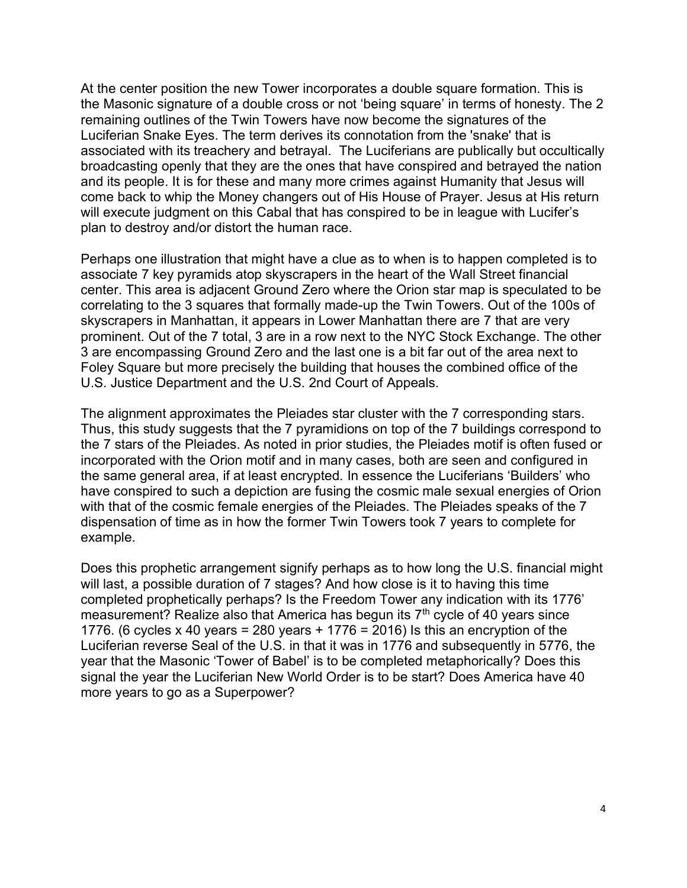At the center position the new Tower incorporates a double square formation. This is the Masonic signature of a double cross or not 'being square' in terms of honesty. The 2 remaining outlines of the Twin Towers have now become the signatures of the Luciferian Snake Eyes. The term derives its connotation from the 'snake' that is associated with its treachery and betrayal. The Luciferians are publically but occultically broadcasting openly that they are the ones that have conspired and betrayed the nation and its people. It is for these and many more crimes against Humanity that Jesus will come back to whip the Money changers out of His House of Prayer. Jesus at His return will execute judgment on this Cabal that has conspired to be in league with Lucifer's plan to destroy and/or distort the human race.

Perhaps one illustration that might have a clue as to when is to happen completed is to associate 7 key pyramids atop skyscrapers in the heart of the Wall Street financial center. This area is adjacent Ground Zero where the Orion star map is speculated to be correlating to the 3 squares that formally made-up the Twin Towers. Out of the 100s of skyscrapers in Manhattan, it appears in Lower Manhattan there are 7 that are very prominent. Out of the 7 total, 3 are in a row next to the NYC Stock Exchange. The other 3 are encompassing Ground Zero and the last one is a bit far out of the area next to Foley Square but more precisely the building that houses the combined office of the U.S. Justice Department and the U.S. 2nd Court of Appeals.

The alignment approximates the Pleiades star cluster with the 7 corresponding stars. Thus, this study suggests that the 7 pyramidions on top of the 7 buildings correspond to the 7 stars of the Pleiades. As noted in prior studies, the Pleiades motif is often fused or incorporated with the Orion motif and in many cases, both are seen and configured in the same general area, if at least encrypted. In essence the Luciferians 'Builders' who have conspired to such a depiction are fusing the cosmic male sexual energies of Orion with that of the cosmic female energies of the Pleiades. The Pleiades speaks of the 7 dispensation of time as in how the former Twin Towers took 7 years to complete for example.

Does this prophetic arrangement signify perhaps as to how long the U.S. financial might will last, a possible duration of 7 stages? And how close is it to having this time completed prophetically perhaps? Is the Freedom Tower any indication with its 1776' measurement? Realize also that America has begun its 7th cycle of 40 years since 1776. (6 cycles x 40 years = 280 years + 1776 = 2016) Is this an encryption of the Luciferian reverse Seal of the U.S. in that it was in 1776 and subsequently in 5776, the year that the Masonic 'Tower of Babel' is to be completed metaphorically? Does this signal the year the Luciferian New World Order is to be start? Does America have 40 more years to go as a Superpower?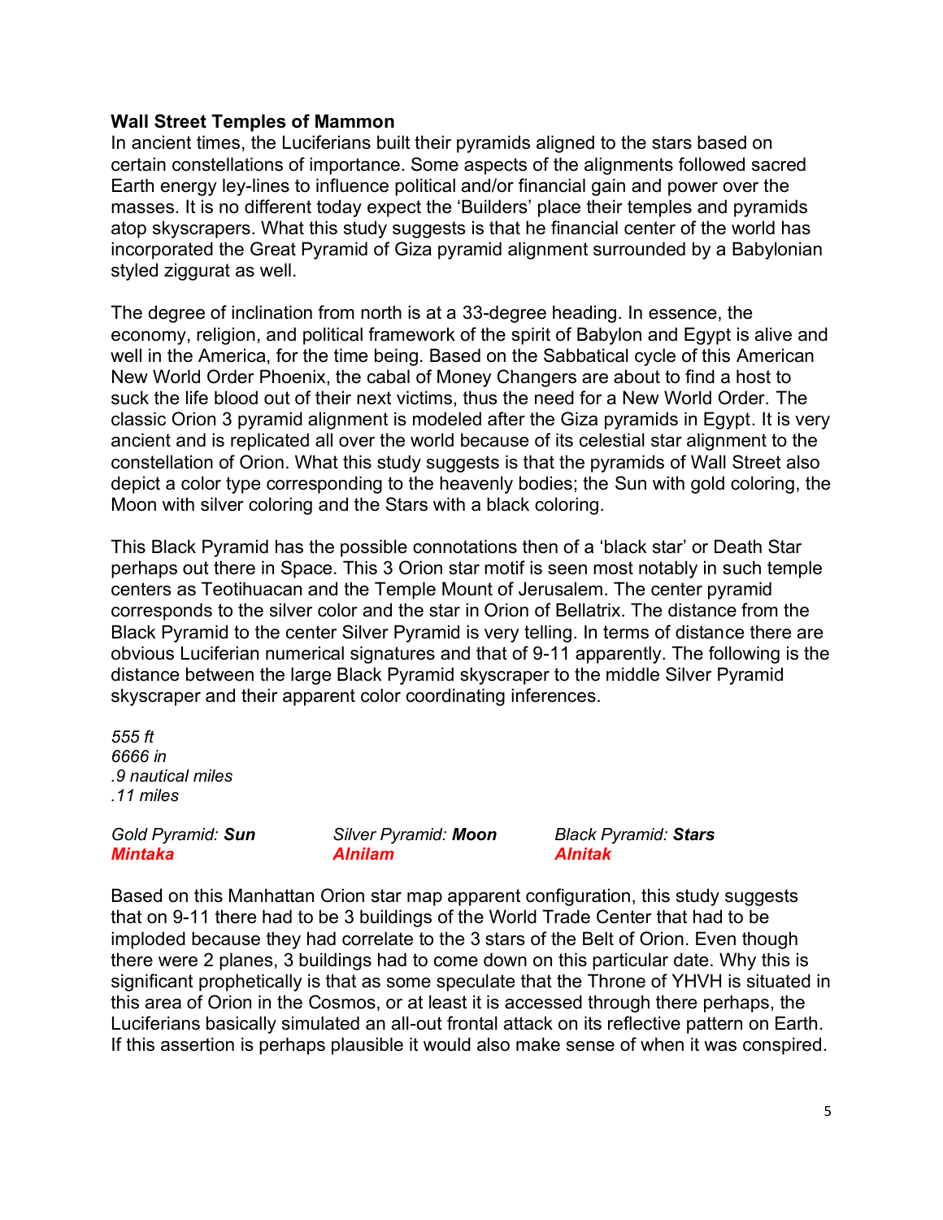**Wall Street Temples of Mammon**

In ancient times, the Luciferians built their pyramids aligned to the stars based on certain constellations of importance. Some aspects of the alignments followed sacred Earth energy ley-lines to influence political and/or financial gain and power over the masses. It is no different today expect the 'Builders' place their temples and pyramids atop skyscrapers. What this study suggests is that he financial center of the world has incorporated the Great Pyramid of Giza pyramid alignment surrounded by a Babylonian styled ziggurat as well.

The degree of inclination from north is at a 33-degree heading. In essence, the economy, religion, and political framework of the spirit of Babylon and Egypt is alive and well in the America, for the time being. Based on the Sabbatical cycle of this American New World Order Phoenix, the cabal of Money Changers are about to find a host to suck the life blood out of their next victims, thus the need for a New World Order. The classic Orion 3 pyramid alignment is modeled after the Giza pyramids in Egypt. It is very ancient and is replicated all over the world because of its celestial star alignment to the constellation of Orion. What this study suggests is that the pyramids of Wall Street also depict a color type corresponding to the heavenly bodies; the Sun with gold coloring, the Moon with silver coloring and the Stars with a black coloring.

This Black Pyramid has the possible connotations then of a 'black star' or Death Star perhaps out there in Space. This 3 Orion star motif is seen most notably in such temple centers as Teotihuacan and the Temple Mount of Jerusalem. The center pyramid corresponds to the silver color and the star in Orion of Bellatrix. The distance from the Black Pyramid to the center Silver Pyramid is very telling. In terms of distance there are obvious Luciferian numerical signatures and that of 9-11 apparently. The following is the distance between the large Black Pyramid skyscraper to the middle Silver Pyramid skyscraper and their apparent color coordinating inferences.

*555 ft*
*6666 in*
*.9 nautical miles*
*.11 miles*

| *Gold Pyramid: **Sun*** | *Silver Pyramid: **Moon*** | *Black Pyramid: **Stars*** |
|---|---|---|
| ***Mintaka*** | ***Alnilam*** | ***Alnitak*** |

Based on this Manhattan Orion star map apparent configuration, this study suggests that on 9-11 there had to be 3 buildings of the World Trade Center that had to be imploded because they had correlate to the 3 stars of the Belt of Orion. Even though there were 2 planes, 3 buildings had to come down on this particular date. Why this is significant prophetically is that as some speculate that the Throne of YHVH is situated in this area of Orion in the Cosmos, or at least it is accessed through there perhaps, the Luciferians basically simulated an all-out frontal attack on its reflective pattern on Earth. If this assertion is perhaps plausible it would also make sense of when it was conspired.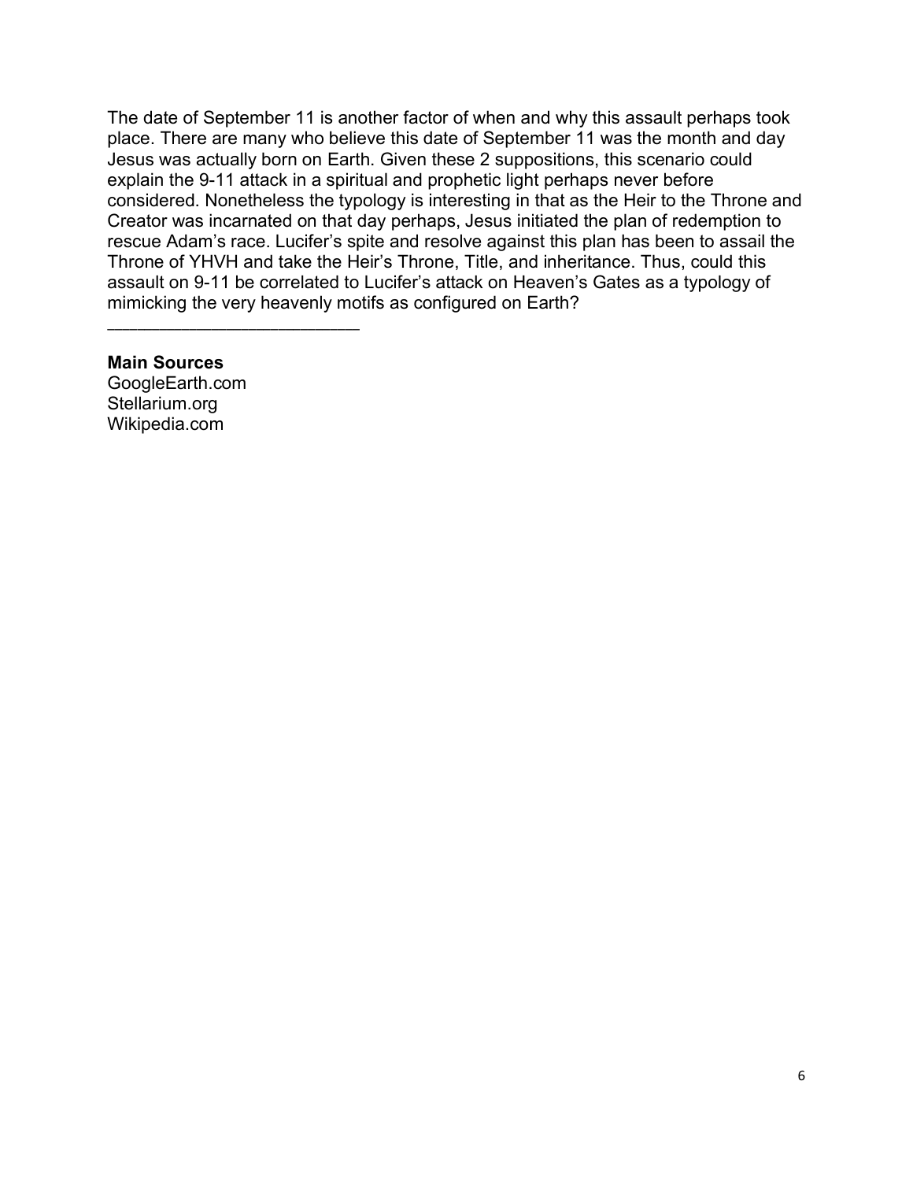The date of September 11 is another factor of when and why this assault perhaps took place. There are many who believe this date of September 11 was the month and day Jesus was actually born on Earth. Given these 2 suppositions, this scenario could explain the 9-11 attack in a spiritual and prophetic light perhaps never before considered. Nonetheless the typology is interesting in that as the Heir to the Throne and Creator was incarnated on that day perhaps, Jesus initiated the plan of redemption to rescue Adam's race. Lucifer's spite and resolve against this plan has been to assail the Throne of YHVH and take the Heir's Throne, Title, and inheritance. Thus, could this assault on 9-11 be correlated to Lucifer's attack on Heaven's Gates as a typology of mimicking the very heavenly motifs as configured on Earth?

---

**Main Sources**
GoogleEarth.com
Stellarium.org
Wikipedia.com